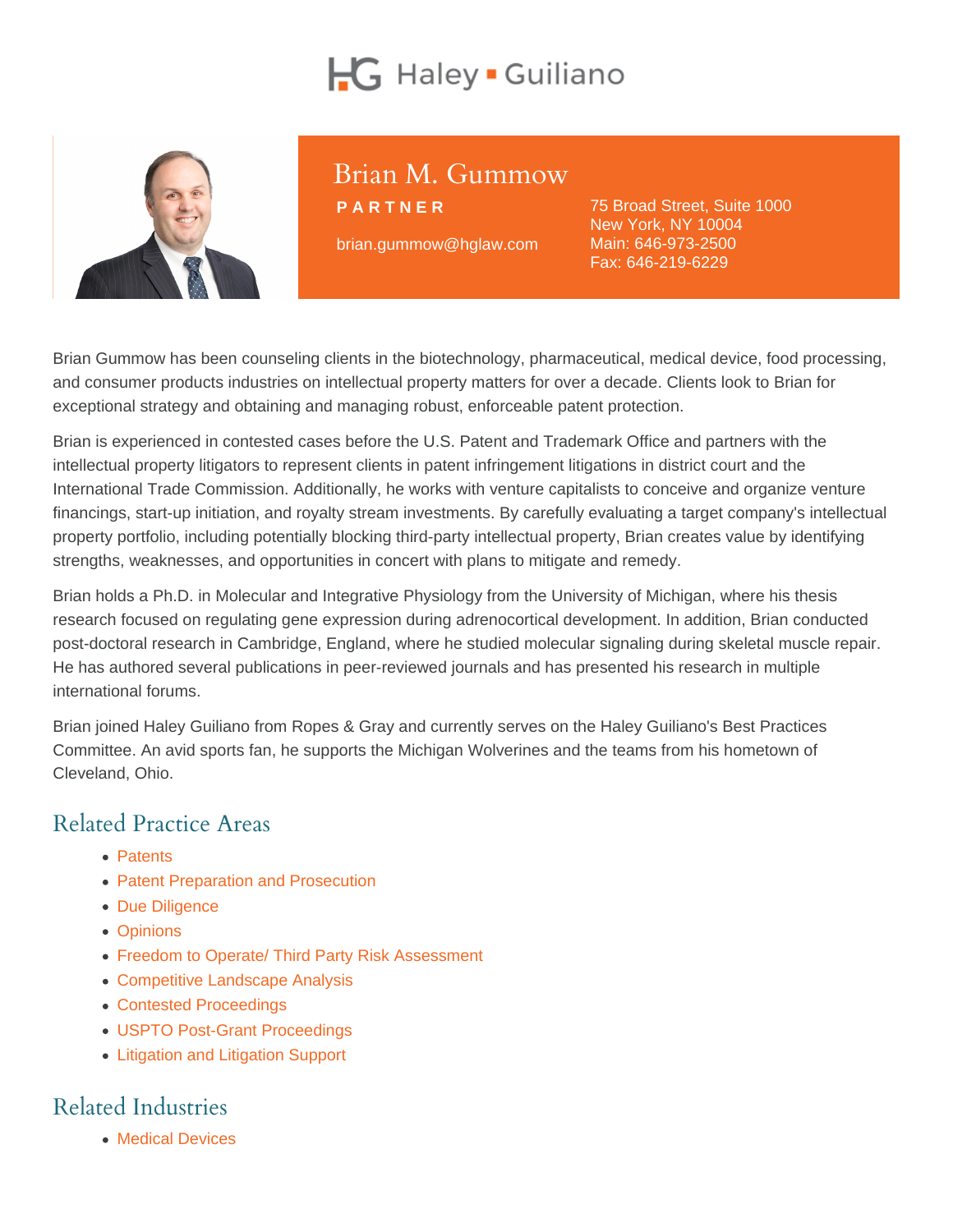Haley ▪ Guiliano

# Brian M. Gummow

**PARTNER**

brian.gummow@hglaw.com

75 Broad Street, Suite 1000
New York, NY 10004
Main: 646-973-2500
Fax: 646-219-6229

Brian Gummow has been counseling clients in the biotechnology, pharmaceutical, medical device, food processing, and consumer products industries on intellectual property matters for over a decade. Clients look to Brian for exceptional strategy and obtaining and managing robust, enforceable patent protection.

Brian is experienced in contested cases before the U.S. Patent and Trademark Office and partners with the intellectual property litigators to represent clients in patent infringement litigations in district court and the International Trade Commission. Additionally, he works with venture capitalists to conceive and organize venture financings, start-up initiation, and royalty stream investments. By carefully evaluating a target company's intellectual property portfolio, including potentially blocking third-party intellectual property, Brian creates value by identifying strengths, weaknesses, and opportunities in concert with plans to mitigate and remedy.

Brian holds a Ph.D. in Molecular and Integrative Physiology from the University of Michigan, where his thesis research focused on regulating gene expression during adrenocortical development. In addition, Brian conducted post-doctoral research in Cambridge, England, where he studied molecular signaling during skeletal muscle repair. He has authored several publications in peer-reviewed journals and has presented his research in multiple international forums.

Brian joined Haley Guiliano from Ropes & Gray and currently serves on the Haley Guiliano's Best Practices Committee. An avid sports fan, he supports the Michigan Wolverines and the teams from his hometown of Cleveland, Ohio.

## Related Practice Areas

- Patents
- Patent Preparation and Prosecution
- Due Diligence
- Opinions
- Freedom to Operate/ Third Party Risk Assessment
- Competitive Landscape Analysis
- Contested Proceedings
- USPTO Post-Grant Proceedings
- Litigation and Litigation Support

## Related Industries

- Medical Devices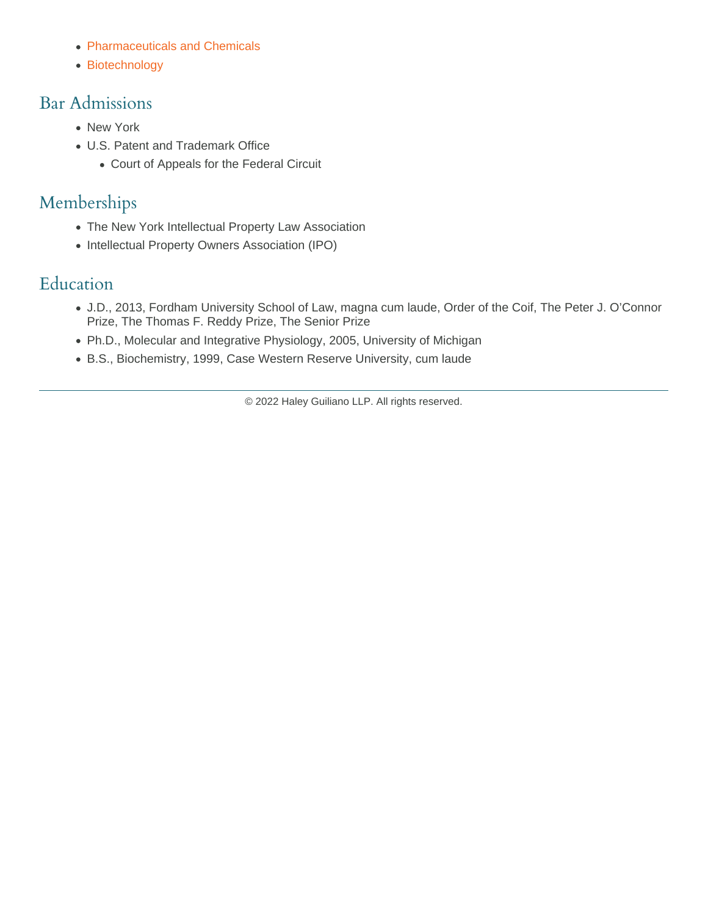- Pharmaceuticals and Chemicals
- Biotechnology

## Bar Admissions

- New York
- U.S. Patent and Trademark Office
    - Court of Appeals for the Federal Circuit

## Memberships

- The New York Intellectual Property Law Association
- Intellectual Property Owners Association (IPO)

## Education

- J.D., 2013, Fordham University School of Law, magna cum laude, Order of the Coif, The Peter J. O'Connor Prize, The Thomas F. Reddy Prize, The Senior Prize
- Ph.D., Molecular and Integrative Physiology, 2005, University of Michigan
- B.S., Biochemistry, 1999, Case Western Reserve University, cum laude

---

© 2022 Haley Guiliano LLP. All rights reserved.